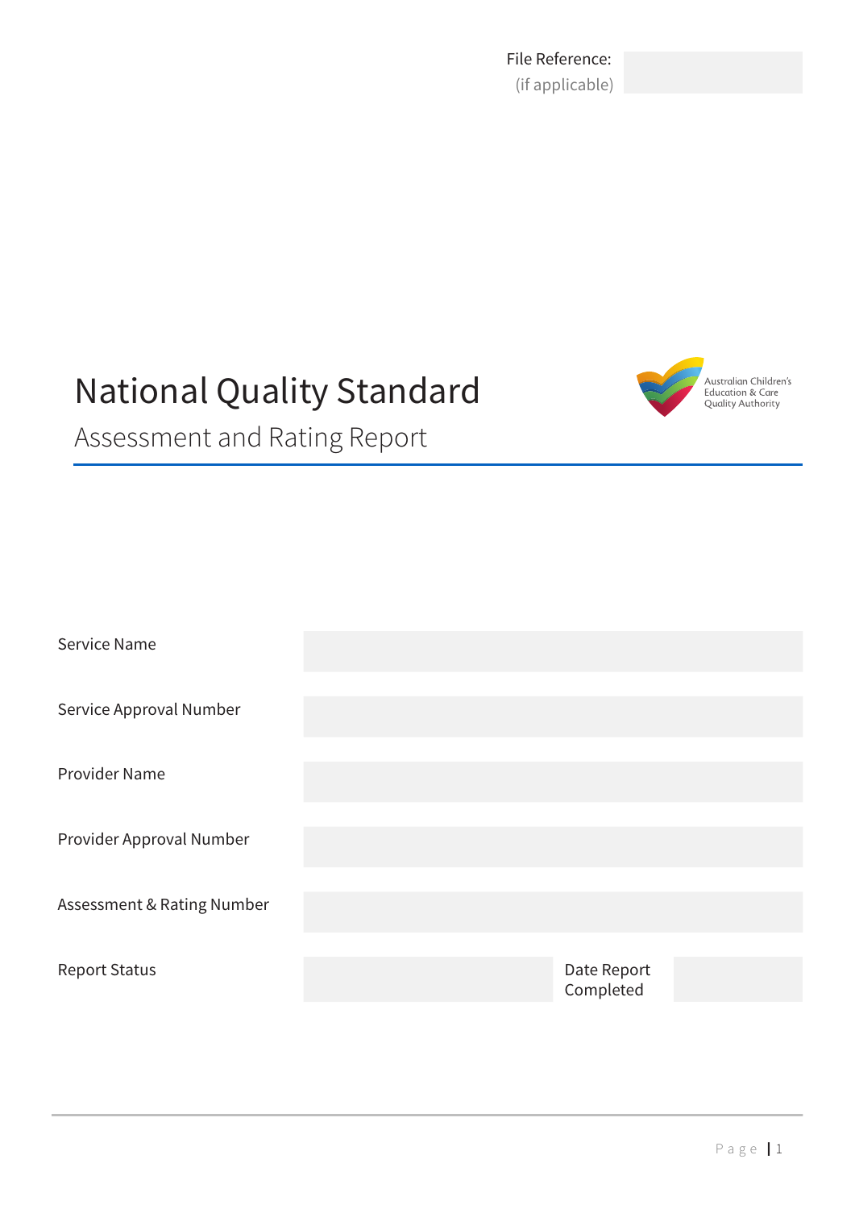File Reference:
(if applicable)

# National Quality Standard

## Assessment and Rating Report

Australian Children's Education & Care Quality Authority

| | | | |
|---|---|---|---|
| Service Name | | | |
| Service Approval Number | | | |
| Provider Name | | | |
| Provider Approval Number | | | |
| Assessment & Rating Number | | | |
| Report Status | | Date Report Completed | |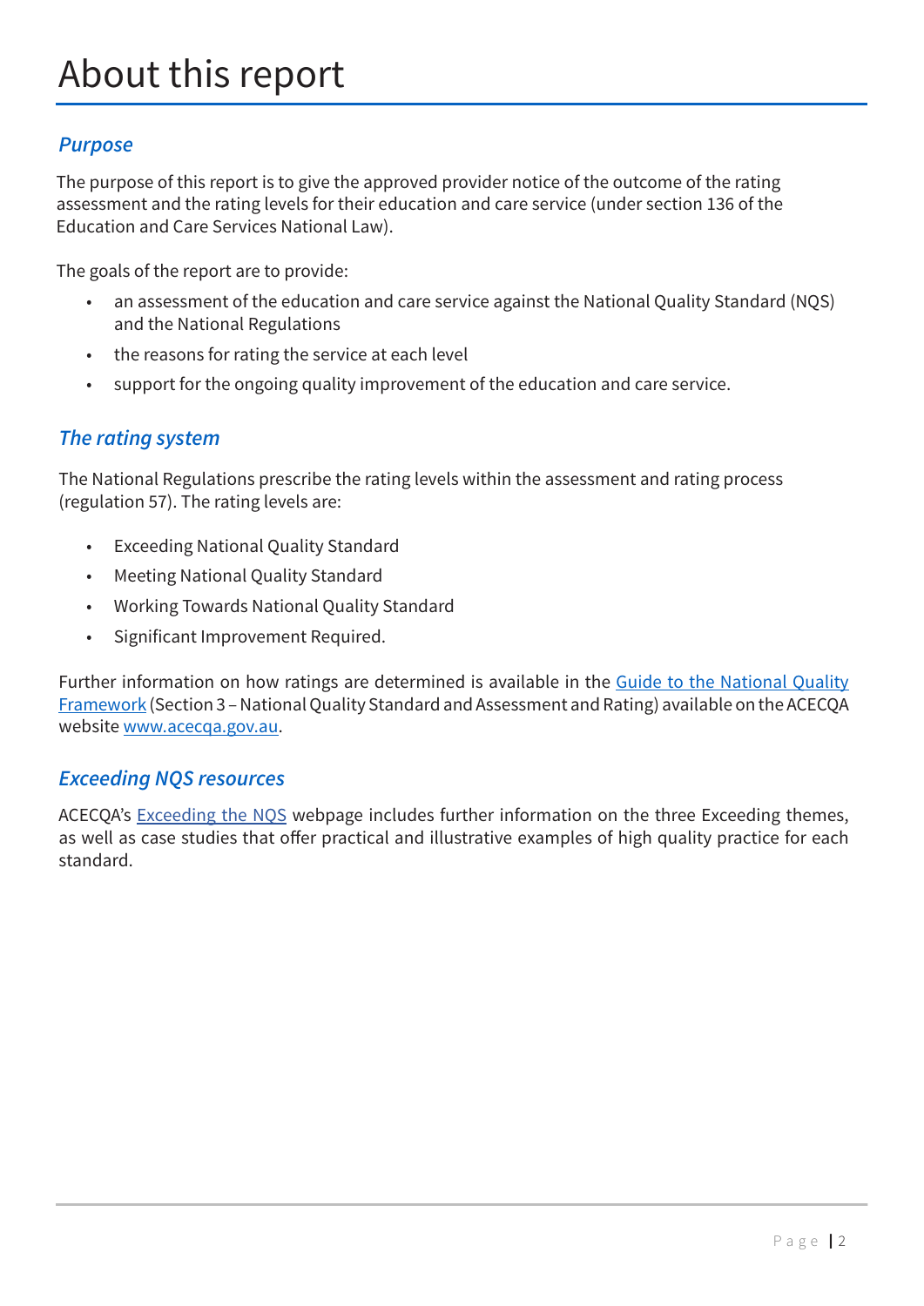# About this report

## *Purpose*

The purpose of this report is to give the approved provider notice of the outcome of the rating assessment and the rating levels for their education and care service (under section 136 of the Education and Care Services National Law).

The goals of the report are to provide:

- an assessment of the education and care service against the National Quality Standard (NQS) and the National Regulations
- the reasons for rating the service at each level
- support for the ongoing quality improvement of the education and care service.

## *The rating system*

The National Regulations prescribe the rating levels within the assessment and rating process (regulation 57). The rating levels are:

- Exceeding National Quality Standard
- Meeting National Quality Standard
- Working Towards National Quality Standard
- Significant Improvement Required.

Further information on how ratings are determined is available in the Guide to the National Quality Framework (Section 3 – National Quality Standard and Assessment and Rating) available on the ACECQA website www.acecqa.gov.au.

## *Exceeding NQS resources*

ACECQA's Exceeding the NQS webpage includes further information on the three Exceeding themes, as well as case studies that offer practical and illustrative examples of high quality practice for each standard.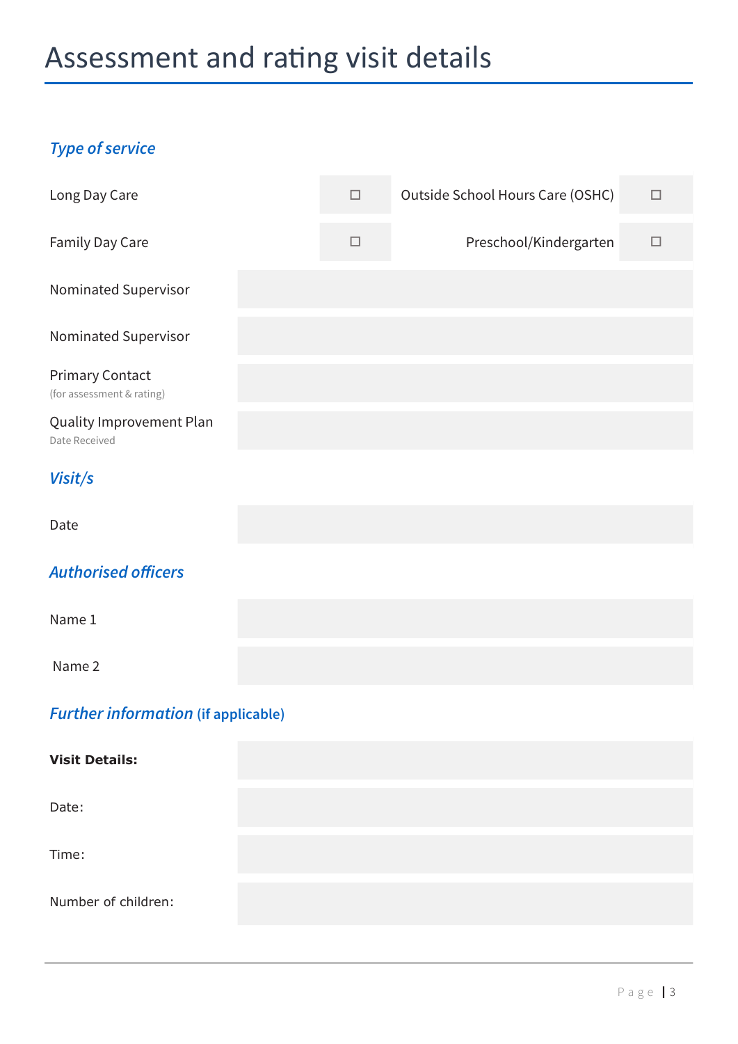# Assessment and rating visit details

## *Type of service*

| | | | |
|---|---|---|---|
| Long Day Care | ☐ | Outside School Hours Care (OSHC) | ☐ |
| Family Day Care | ☐ | Preschool/Kindergarten | ☐ |

| | |
|---|---|
| Nominated Supervisor | |
| Nominated Supervisor | |
| Primary Contact (for assessment & rating) | |
| Quality Improvement Plan Date Received | |

## *Visit/s*

| | |
|---|---|
| Date | |

## *Authorised officers*

| | |
|---|---|
| Name 1 | |
| Name 2 | |

## *Further information* (if applicable)

| | |
|---|---|
| **Visit Details:** | |
| Date: | |
| Time: | |
| Number of children: | |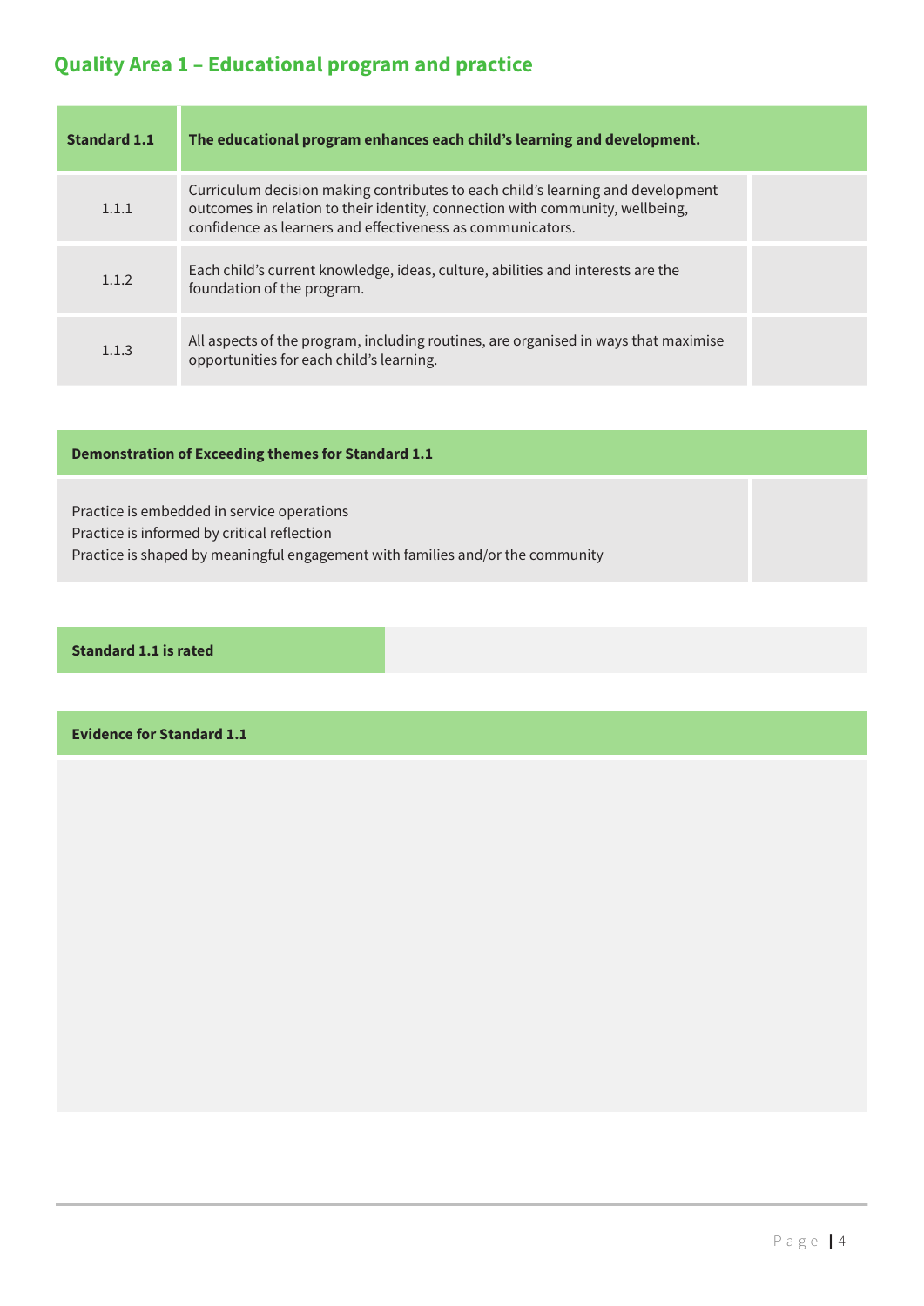## Quality Area 1 – Educational program and practice

| Standard 1.1 | The educational program enhances each child's learning and development. | |
|---|---|---|
| 1.1.1 | Curriculum decision making contributes to each child's learning and development outcomes in relation to their identity, connection with community, wellbeing, confidence as learners and effectiveness as communicators. | |
| 1.1.2 | Each child's current knowledge, ideas, culture, abilities and interests are the foundation of the program. | |
| 1.1.3 | All aspects of the program, including routines, are organised in ways that maximise opportunities for each child's learning. | |

| Demonstration of Exceeding themes for Standard 1.1 | |
|---|---|
| Practice is embedded in service operations<br>Practice is informed by critical reflection<br>Practice is shaped by meaningful engagement with families and/or the community | |

| Standard 1.1 is rated | |
|---|---|

| Evidence for Standard 1.1 |
|---|
| |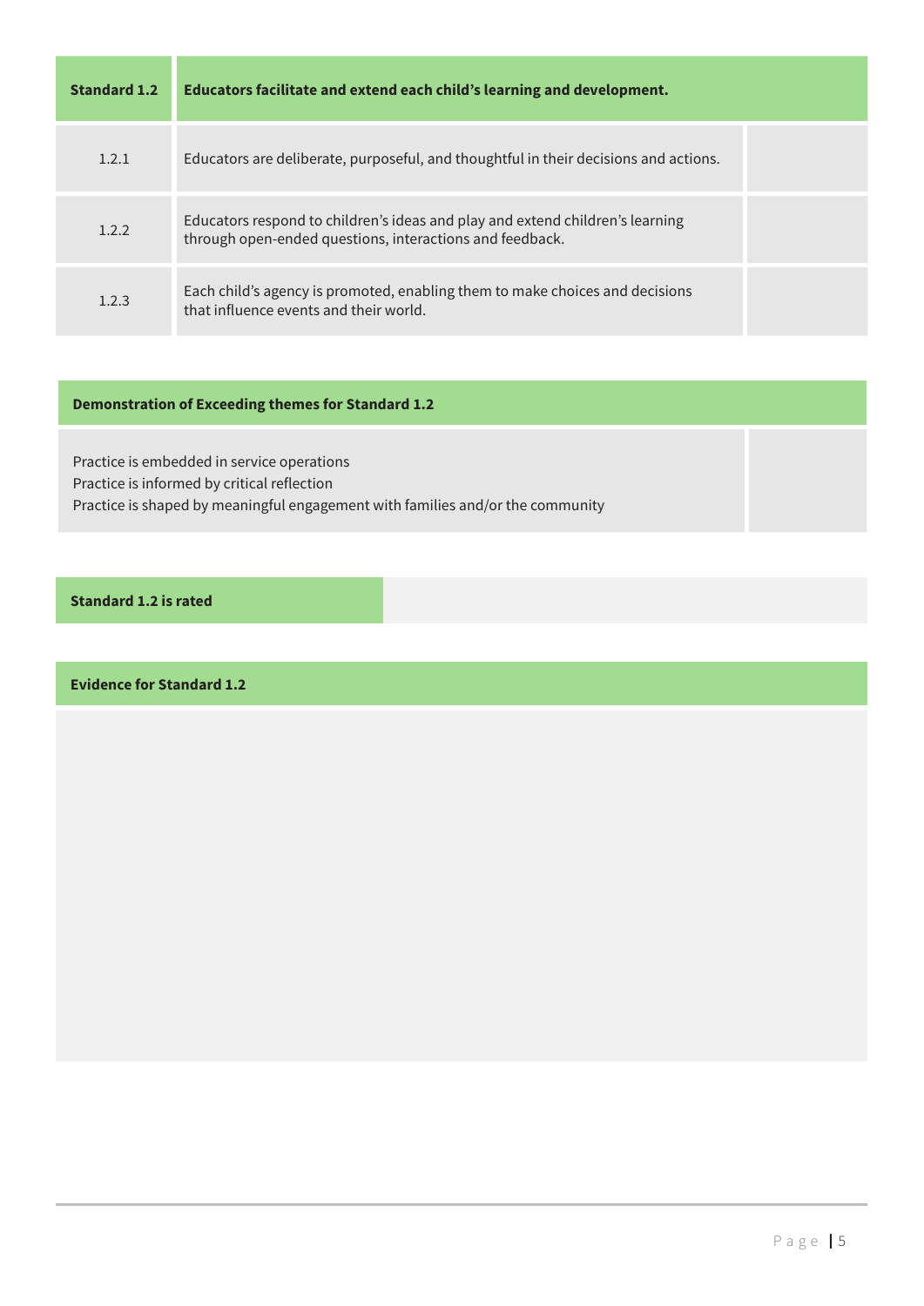| Standard 1.2 | Educators facilitate and extend each child's learning and development. | |
|---|---|---|
| 1.2.1 | Educators are deliberate, purposeful, and thoughtful in their decisions and actions. | |
| 1.2.2 | Educators respond to children's ideas and play and extend children's learning through open-ended questions, interactions and feedback. | |
| 1.2.3 | Each child's agency is promoted, enabling them to make choices and decisions that influence events and their world. | |

| Demonstration of Exceeding themes for Standard 1.2 | |
|---|---|
| Practice is embedded in service operations<br>Practice is informed by critical reflection<br>Practice is shaped by meaningful engagement with families and/or the community | |

| Standard 1.2 is rated | |
|---|---|

| Evidence for Standard 1.2 |
|---|
| |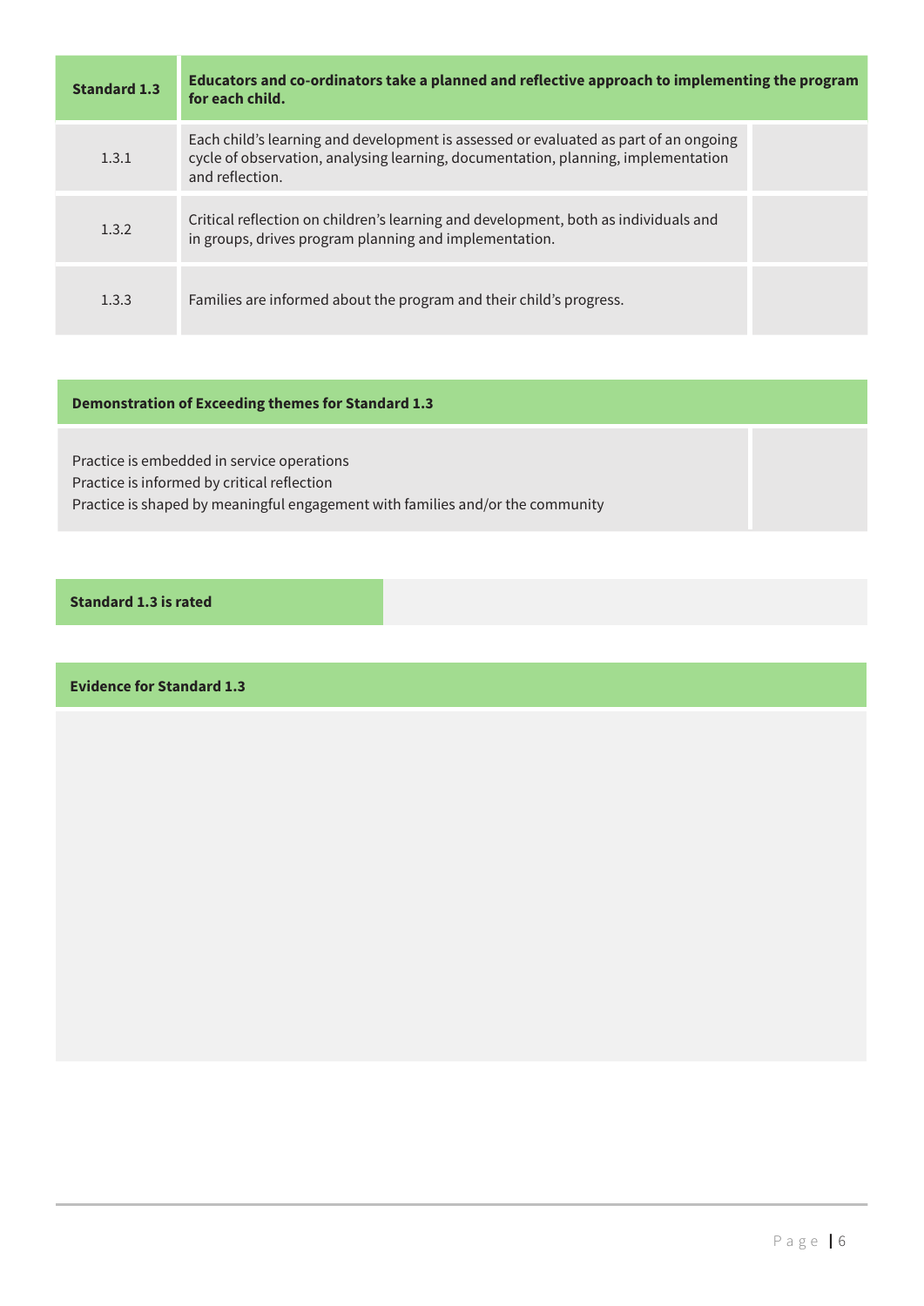| Standard 1.3 | Educators and co-ordinators take a planned and reflective approach to implementing the program for each child. | |
|---|---|---|
| 1.3.1 | Each child's learning and development is assessed or evaluated as part of an ongoing cycle of observation, analysing learning, documentation, planning, implementation and reflection. | |
| 1.3.2 | Critical reflection on children's learning and development, both as individuals and in groups, drives program planning and implementation. | |
| 1.3.3 | Families are informed about the program and their child's progress. | |

| Demonstration of Exceeding themes for Standard 1.3 | |
|---|---|
| Practice is embedded in service operations<br>Practice is informed by critical reflection<br>Practice is shaped by meaningful engagement with families and/or the community | |

| Standard 1.3 is rated | |
|---|---|

| Evidence for Standard 1.3 |
|---|
| |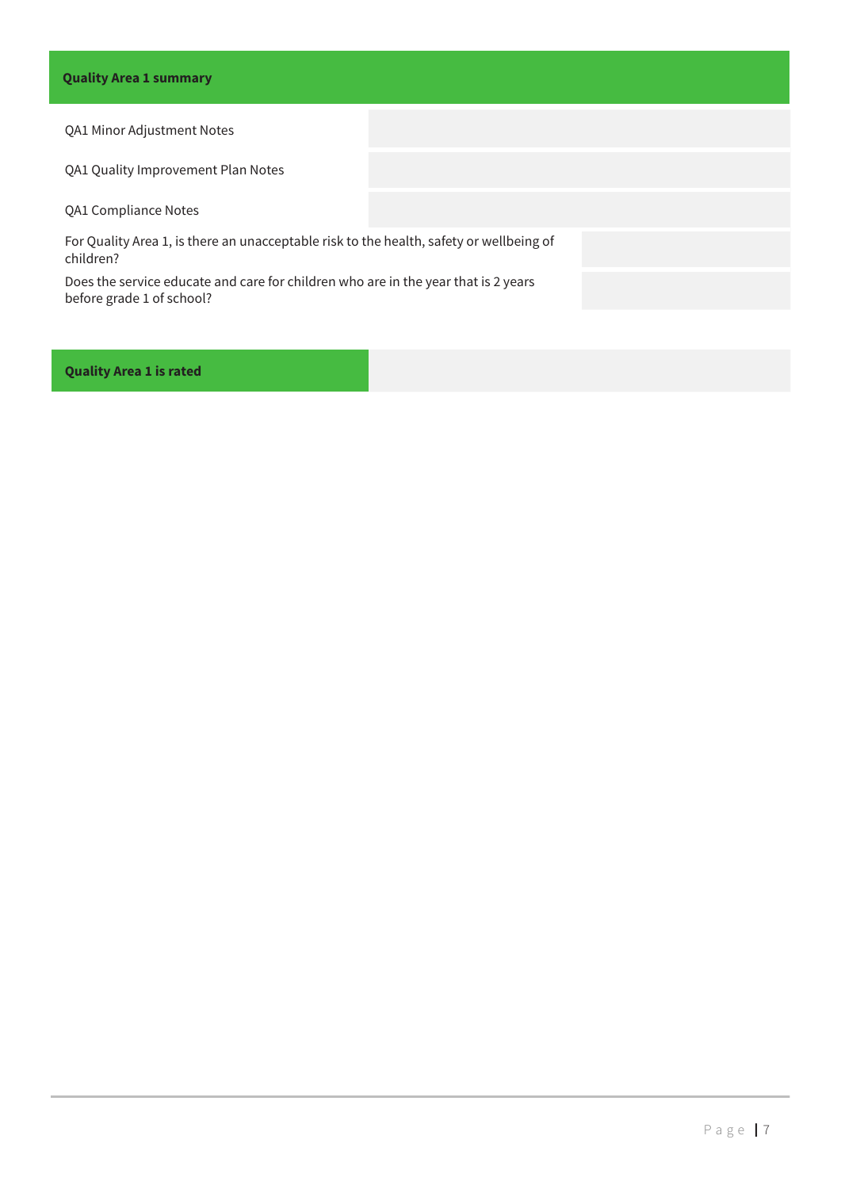## Quality Area 1 summary

| | |
|---|---|
| QA1 Minor Adjustment Notes | |
| QA1 Quality Improvement Plan Notes | |
| QA1 Compliance Notes | |

| | |
|---|---|
| For Quality Area 1, is there an unacceptable risk to the health, safety or wellbeing of children? | |
| Does the service educate and care for children who are in the year that is 2 years before grade 1 of school? | |

| | |
|---|---|
| **Quality Area 1 is rated** | |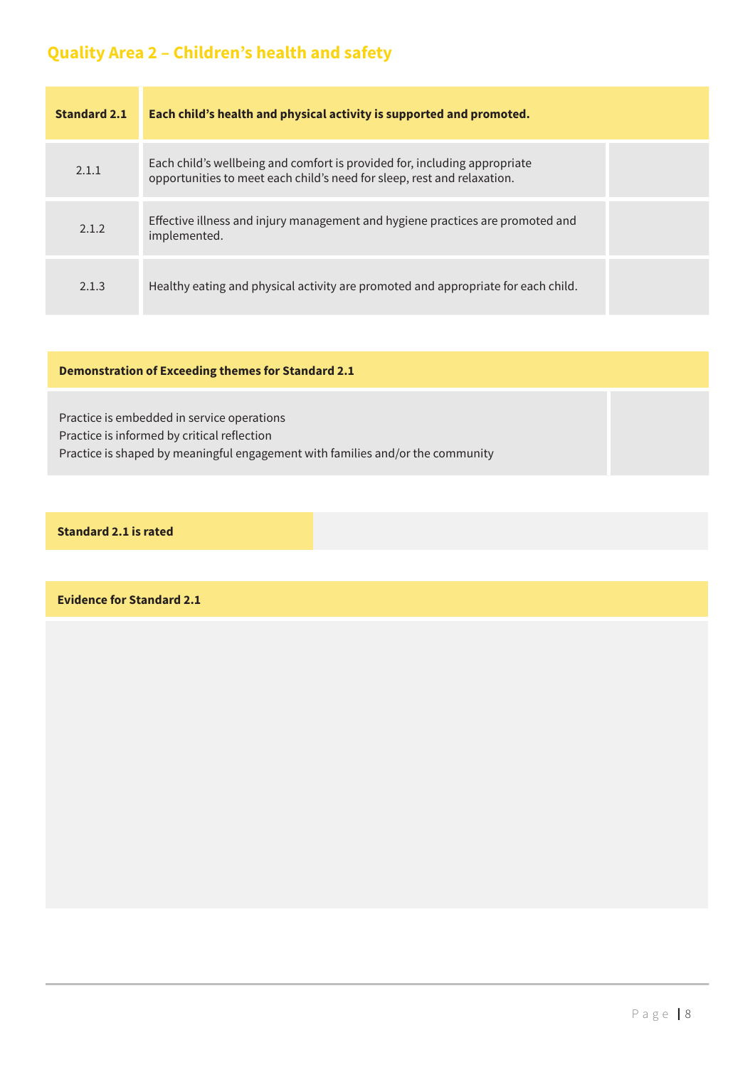## Quality Area 2 – Children's health and safety

| Standard 2.1 | Each child's health and physical activity is supported and promoted. | |
|---|---|---|
| 2.1.1 | Each child's wellbeing and comfort is provided for, including appropriate opportunities to meet each child's need for sleep, rest and relaxation. | |
| 2.1.2 | Effective illness and injury management and hygiene practices are promoted and implemented. | |
| 2.1.3 | Healthy eating and physical activity are promoted and appropriate for each child. | |

| Demonstration of Exceeding themes for Standard 2.1 | |
|---|---|
| Practice is embedded in service operations<br>Practice is informed by critical reflection<br>Practice is shaped by meaningful engagement with families and/or the community | |

| Standard 2.1 is rated | |
|---|---|

| Evidence for Standard 2.1 |
|---|
| |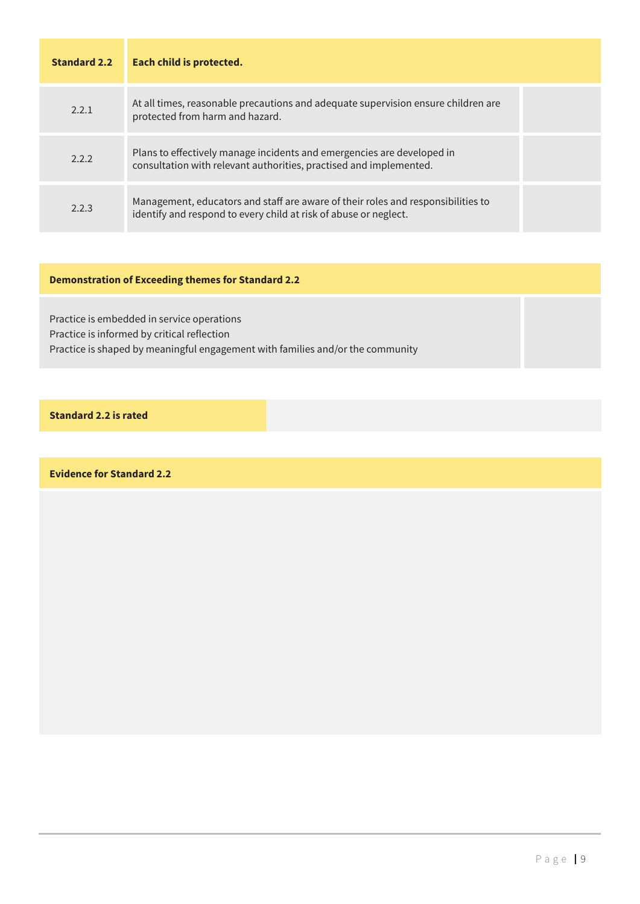| Standard 2.2 | Each child is protected. | |
|---|---|---|
| 2.2.1 | At all times, reasonable precautions and adequate supervision ensure children are protected from harm and hazard. | |
| 2.2.2 | Plans to effectively manage incidents and emergencies are developed in consultation with relevant authorities, practised and implemented. | |
| 2.2.3 | Management, educators and staff are aware of their roles and responsibilities to identify and respond to every child at risk of abuse or neglect. | |

| Demonstration of Exceeding themes for Standard 2.2 | |
|---|---|
| Practice is embedded in service operations<br>Practice is informed by critical reflection<br>Practice is shaped by meaningful engagement with families and/or the community | |

| Standard 2.2 is rated | |
|---|---|

| Evidence for Standard 2.2 |
|---|
| |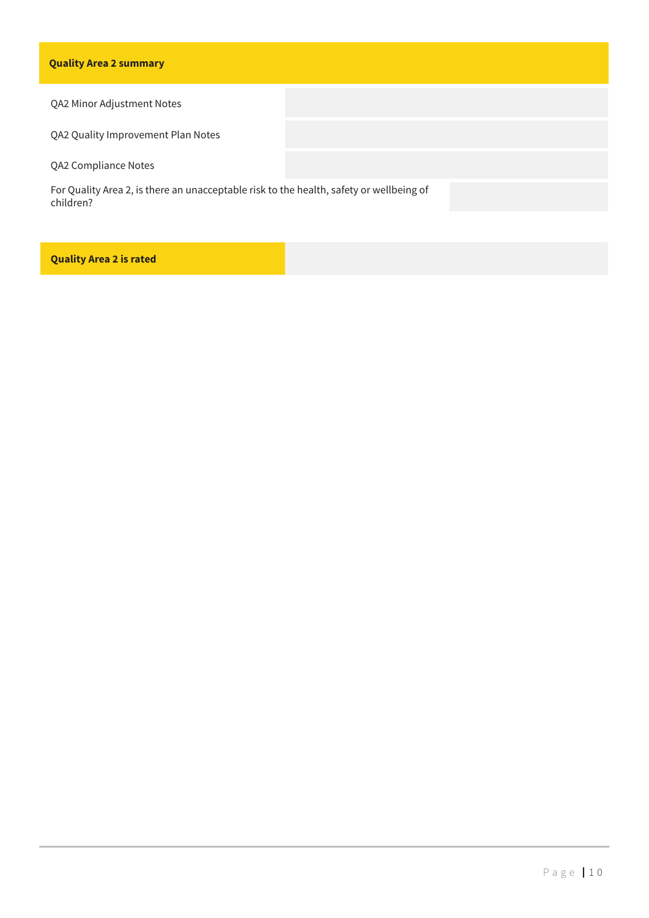## Quality Area 2 summary

| | |
|---|---|
| QA2 Minor Adjustment Notes | |
| QA2 Quality Improvement Plan Notes | |
| QA2 Compliance Notes | |
| For Quality Area 2, is there an unacceptable risk to the health, safety or wellbeing of children? | |

| **Quality Area 2 is rated** | |
|---|---|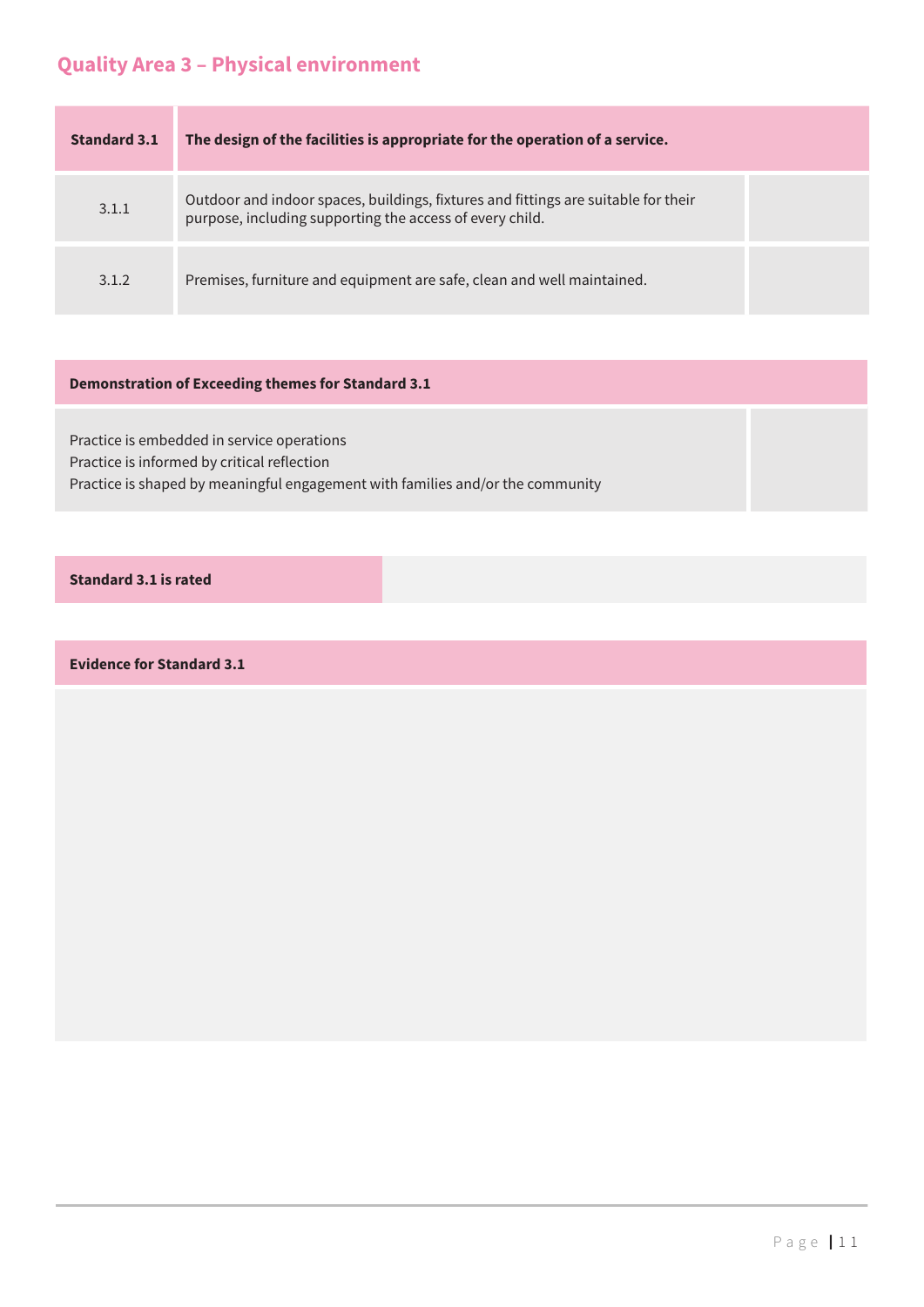## Quality Area 3 – Physical environment

| Standard 3.1 | The design of the facilities is appropriate for the operation of a service. | |
|---|---|---|
| 3.1.1 | Outdoor and indoor spaces, buildings, fixtures and fittings are suitable for their purpose, including supporting the access of every child. | |
| 3.1.2 | Premises, furniture and equipment are safe, clean and well maintained. | |

| Demonstration of Exceeding themes for Standard 3.1 | |
|---|---|
| Practice is embedded in service operations<br>Practice is informed by critical reflection<br>Practice is shaped by meaningful engagement with families and/or the community | |

| Standard 3.1 is rated | |
|---|---|

| Evidence for Standard 3.1 |
|---|
| |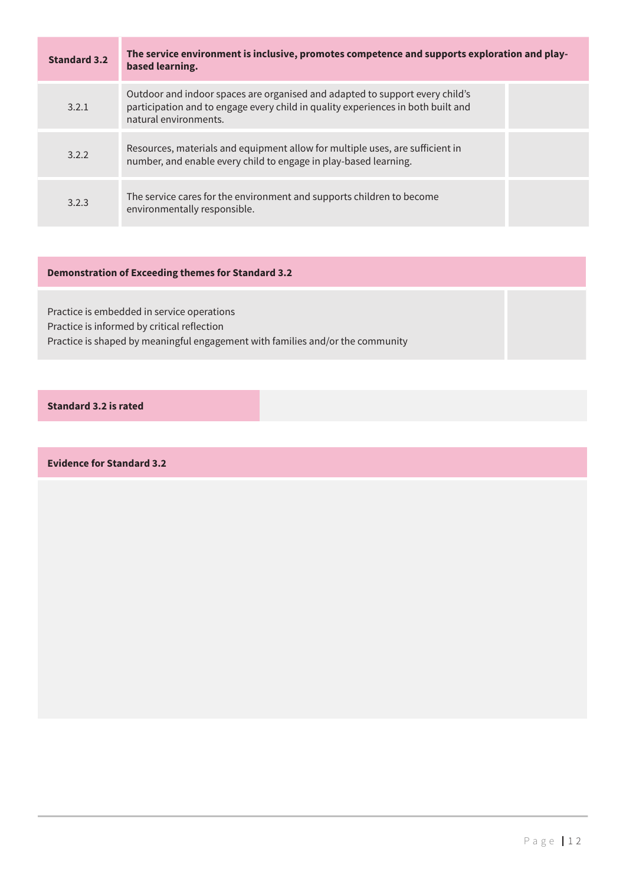| Standard 3.2 | The service environment is inclusive, promotes competence and supports exploration and play-based learning. | |
|---|---|---|
| 3.2.1 | Outdoor and indoor spaces are organised and adapted to support every child's participation and to engage every child in quality experiences in both built and natural environments. | |
| 3.2.2 | Resources, materials and equipment allow for multiple uses, are sufficient in number, and enable every child to engage in play-based learning. | |
| 3.2.3 | The service cares for the environment and supports children to become environmentally responsible. | |

| Demonstration of Exceeding themes for Standard 3.2 | |
|---|---|
| Practice is embedded in service operations<br>Practice is informed by critical reflection<br>Practice is shaped by meaningful engagement with families and/or the community | |

| Standard 3.2 is rated | |
|---|---|

| Evidence for Standard 3.2 |
|---|
| |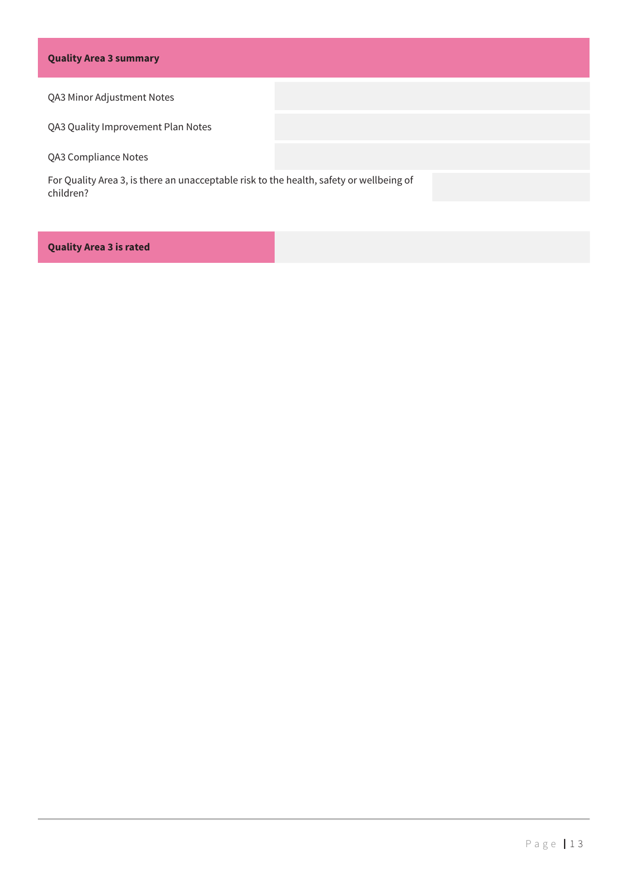| Quality Area 3 summary | |
|---|---|
| QA3 Minor Adjustment Notes | |
| QA3 Quality Improvement Plan Notes | |
| QA3 Compliance Notes | |
| For Quality Area 3, is there an unacceptable risk to the health, safety or wellbeing of children? | |

| **Quality Area 3 is rated** | |
|---|---|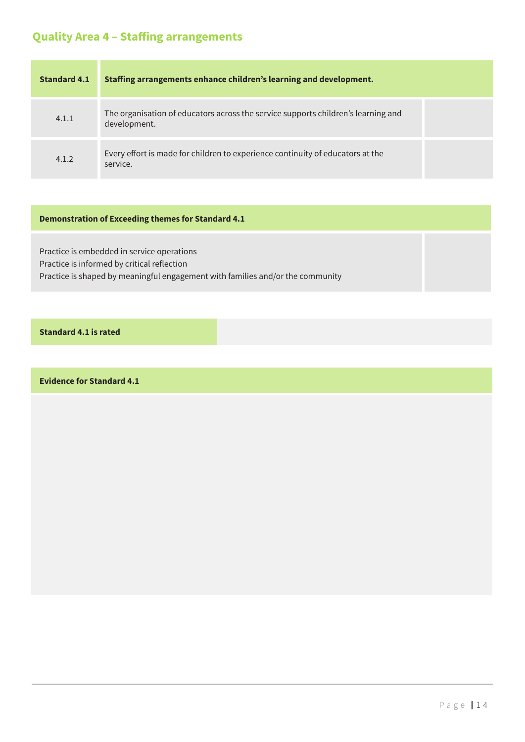## Quality Area 4 – Staffing arrangements

| Standard 4.1 | Staffing arrangements enhance children's learning and development. | |
|---|---|---|
| 4.1.1 | The organisation of educators across the service supports children's learning and development. | |
| 4.1.2 | Every effort is made for children to experience continuity of educators at the service. | |

| Demonstration of Exceeding themes for Standard 4.1 | |
|---|---|
| Practice is embedded in service operations<br>Practice is informed by critical reflection<br>Practice is shaped by meaningful engagement with families and/or the community | |

| Standard 4.1 is rated | |
|---|---|

| Evidence for Standard 4.1 |
|---|
| |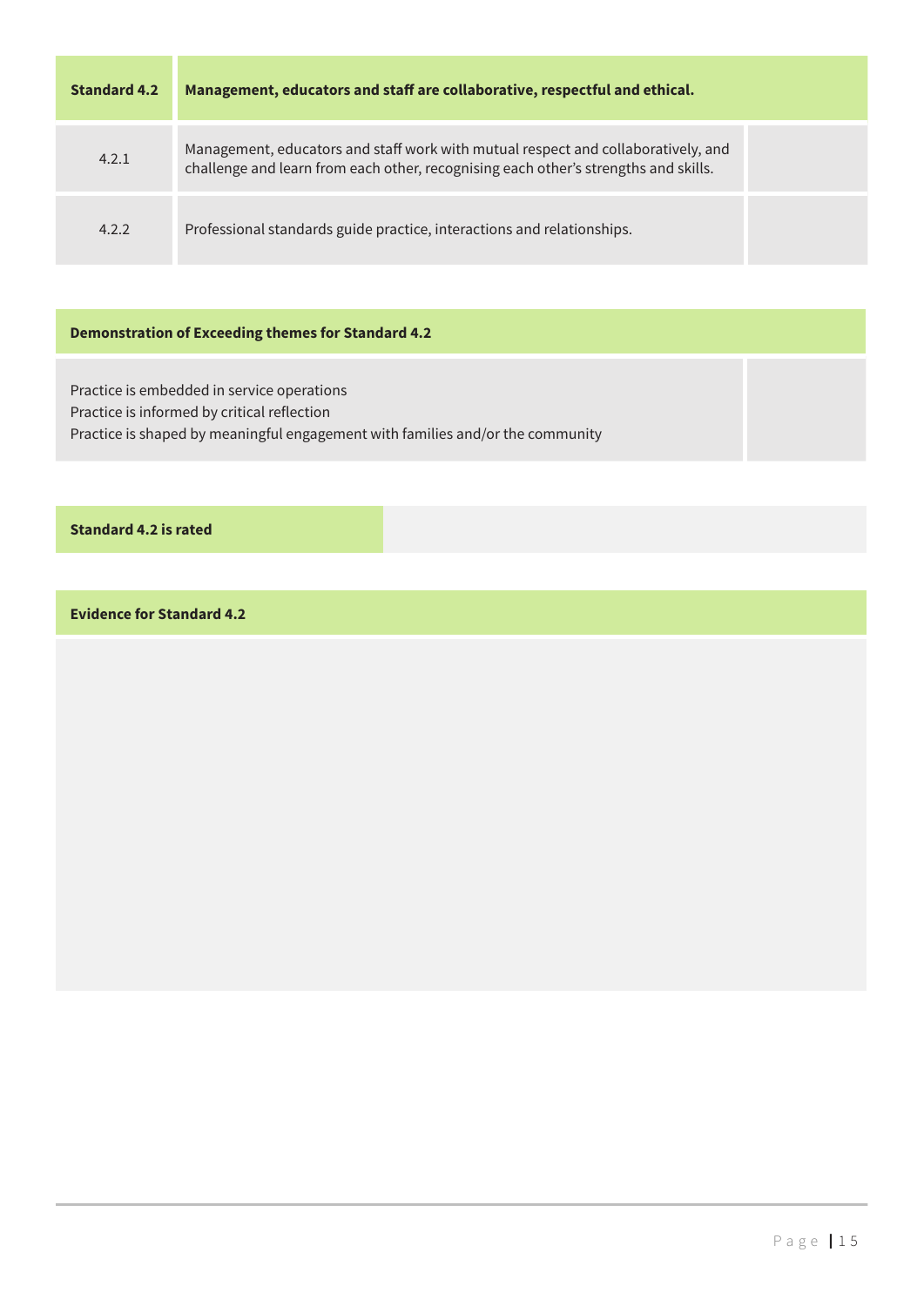| Standard 4.2 | Management, educators and staff are collaborative, respectful and ethical. | |
|---|---|---|
| 4.2.1 | Management, educators and staff work with mutual respect and collaboratively, and challenge and learn from each other, recognising each other's strengths and skills. | |
| 4.2.2 | Professional standards guide practice, interactions and relationships. | |

| Demonstration of Exceeding themes for Standard 4.2 | |
|---|---|
| Practice is embedded in service operations<br>Practice is informed by critical reflection<br>Practice is shaped by meaningful engagement with families and/or the community | |

| Standard 4.2 is rated | |
|---|---|

| Evidence for Standard 4.2 |
|---|
| |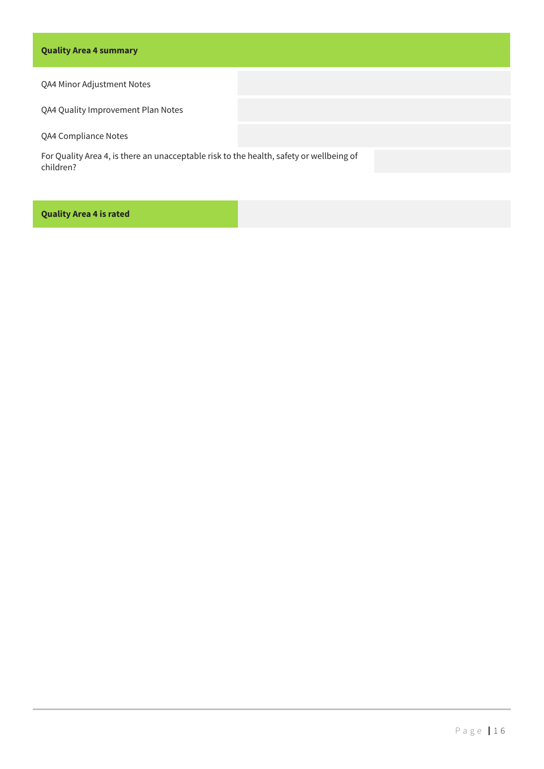| Quality Area 4 summary | |
|---|---|
| QA4 Minor Adjustment Notes | |
| QA4 Quality Improvement Plan Notes | |
| QA4 Compliance Notes | |
| For Quality Area 4, is there an unacceptable risk to the health, safety or wellbeing of children? | |

| Quality Area 4 is rated | |
|---|---|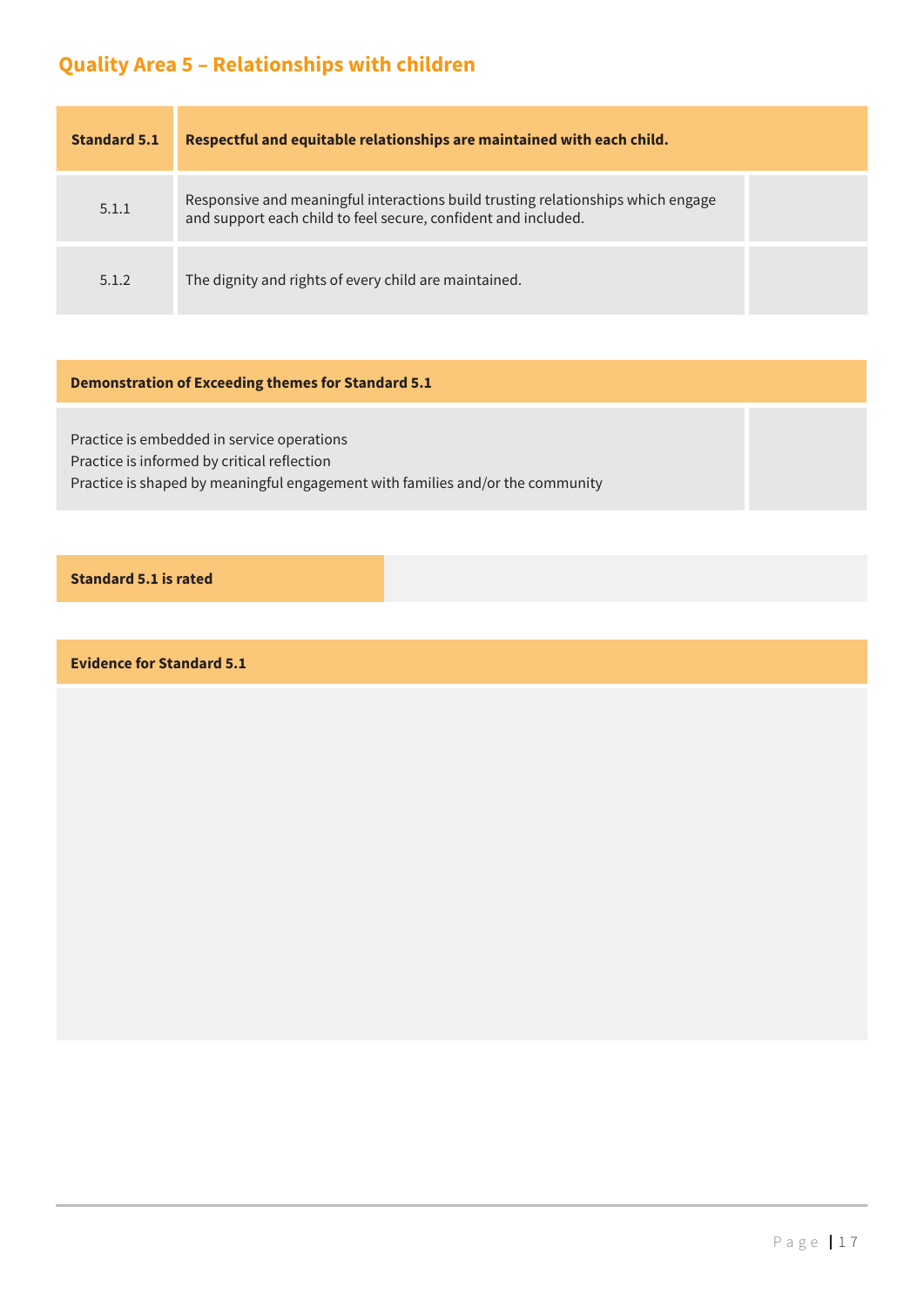## Quality Area 5 – Relationships with children

| Standard 5.1 | Respectful and equitable relationships are maintained with each child. | |
|---|---|---|
| 5.1.1 | Responsive and meaningful interactions build trusting relationships which engage and support each child to feel secure, confident and included. | |
| 5.1.2 | The dignity and rights of every child are maintained. | |

| Demonstration of Exceeding themes for Standard 5.1 | |
|---|---|
| Practice is embedded in service operations<br>Practice is informed by critical reflection<br>Practice is shaped by meaningful engagement with families and/or the community | |

| Standard 5.1 is rated | |
|---|---|

| Evidence for Standard 5.1 |
|---|
| |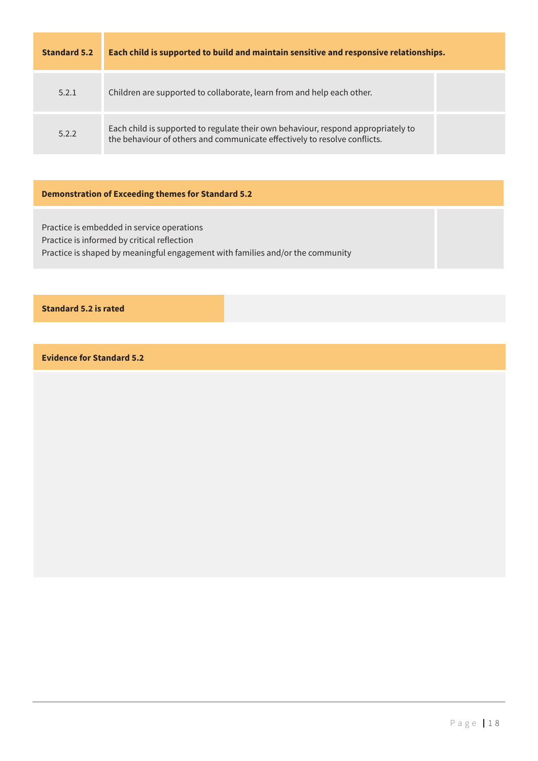| Standard 5.2 | Each child is supported to build and maintain sensitive and responsive relationships. | |
|---|---|---|
| 5.2.1 | Children are supported to collaborate, learn from and help each other. | |
| 5.2.2 | Each child is supported to regulate their own behaviour, respond appropriately to the behaviour of others and communicate effectively to resolve conflicts. | |

| Demonstration of Exceeding themes for Standard 5.2 | |
|---|---|
| Practice is embedded in service operations<br>Practice is informed by critical reflection<br>Practice is shaped by meaningful engagement with families and/or the community | |

| Standard 5.2 is rated | |
|---|---|

| Evidence for Standard 5.2 |
|---|
| |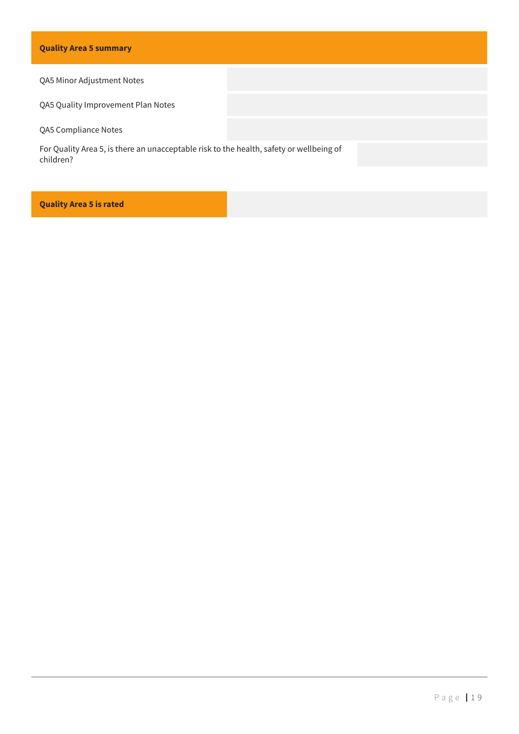| Quality Area 5 summary | |
| --- | --- |
| QA5 Minor Adjustment Notes | |
| QA5 Quality Improvement Plan Notes | |
| QA5 Compliance Notes | |
| For Quality Area 5, is there an unacceptable risk to the health, safety or wellbeing of children? | |

| Quality Area 5 is rated | |
| --- | --- |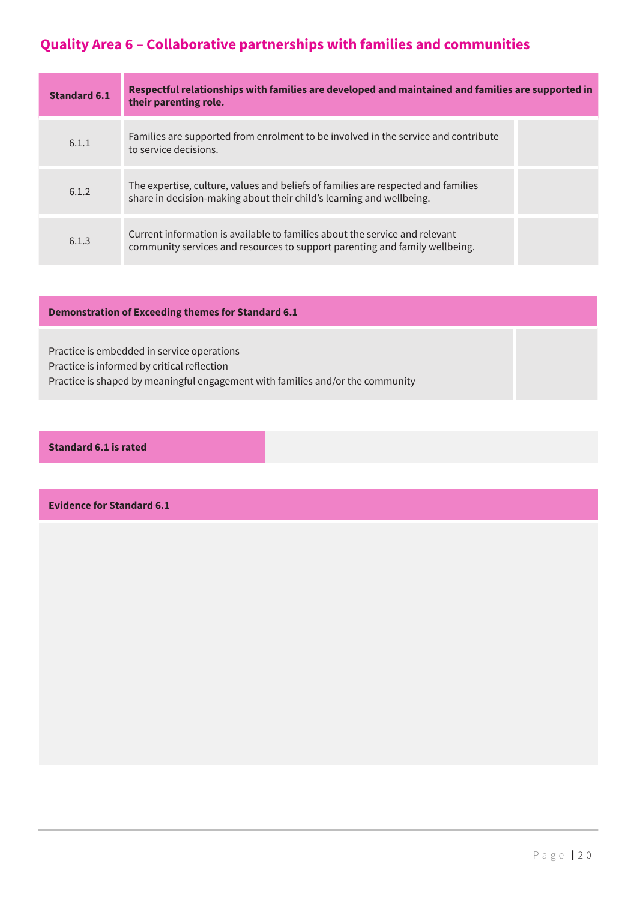## Quality Area 6 – Collaborative partnerships with families and communities

| **Standard 6.1** | **Respectful relationships with families are developed and maintained and families are supported in their parenting role.** | |
|---|---|---|
| 6.1.1 | Families are supported from enrolment to be involved in the service and contribute to service decisions. | |
| 6.1.2 | The expertise, culture, values and beliefs of families are respected and families share in decision-making about their child's learning and wellbeing. | |
| 6.1.3 | Current information is available to families about the service and relevant community services and resources to support parenting and family wellbeing. | |

| **Demonstration of Exceeding themes for Standard 6.1** | |
|---|---|
| Practice is embedded in service operations<br>Practice is informed by critical reflection<br>Practice is shaped by meaningful engagement with families and/or the community | |

| **Standard 6.1 is rated** | |
|---|---|

| **Evidence for Standard 6.1** |
|---|
| |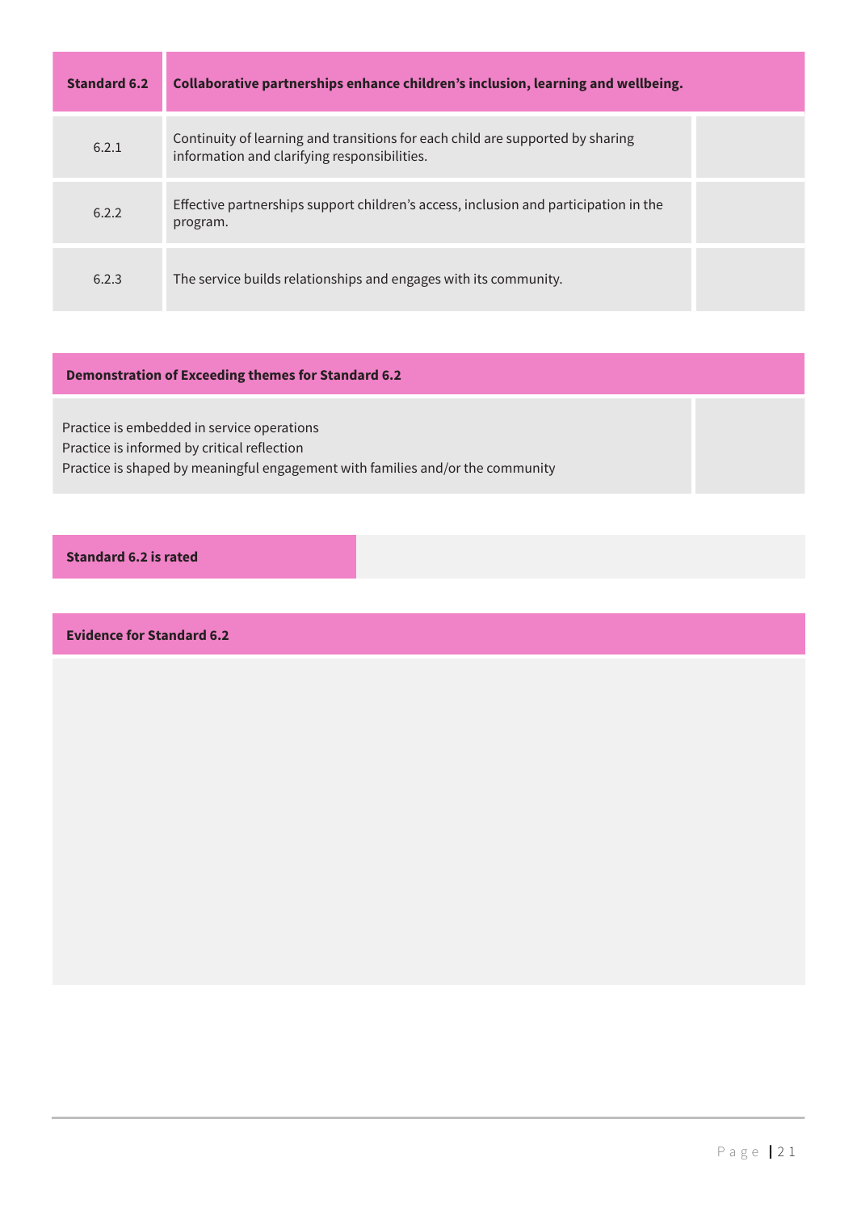| Standard 6.2 | Collaborative partnerships enhance children's inclusion, learning and wellbeing. | |
|---|---|---|
| 6.2.1 | Continuity of learning and transitions for each child are supported by sharing information and clarifying responsibilities. | |
| 6.2.2 | Effective partnerships support children's access, inclusion and participation in the program. | |
| 6.2.3 | The service builds relationships and engages with its community. | |

| Demonstration of Exceeding themes for Standard 6.2 | |
|---|---|
| Practice is embedded in service operations<br>Practice is informed by critical reflection<br>Practice is shaped by meaningful engagement with families and/or the community | |

| Standard 6.2 is rated | |
|---|---|

| Evidence for Standard 6.2 |
|---|
| |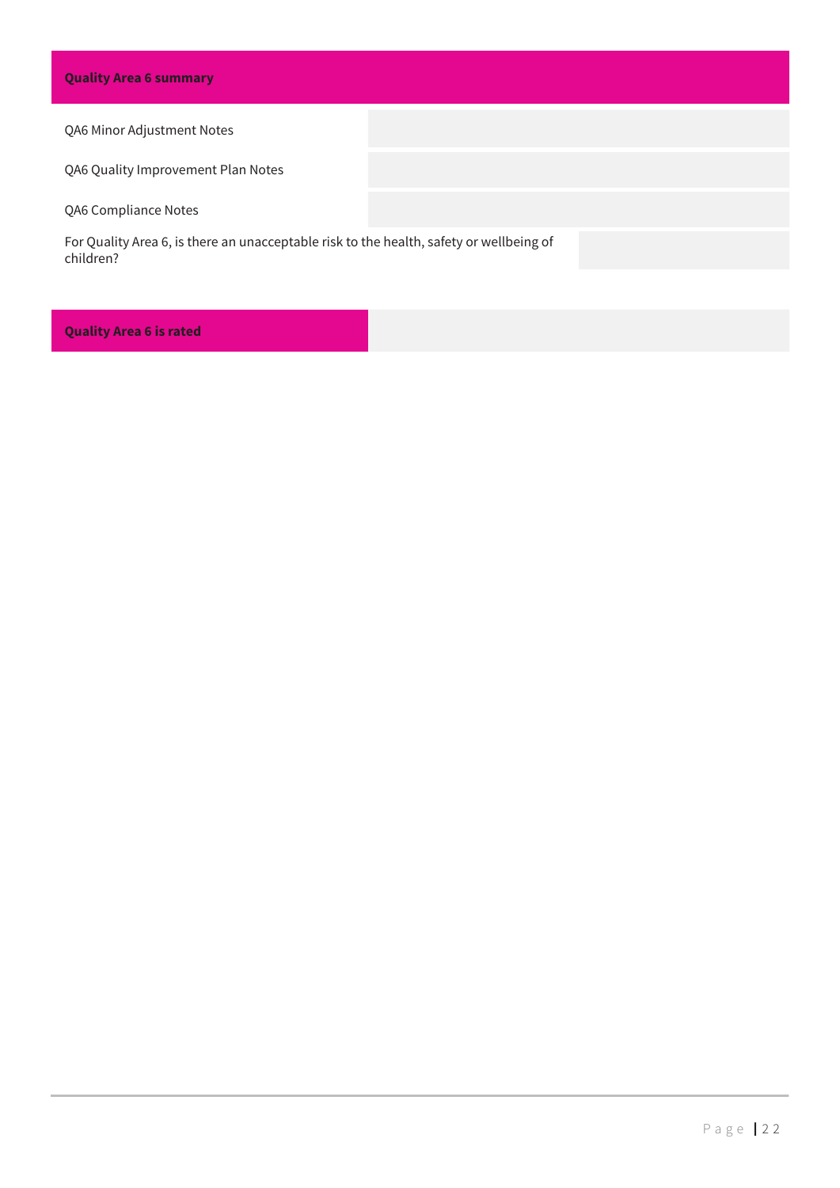| Quality Area 6 summary | |
| --- | --- |
| QA6 Minor Adjustment Notes | |
| QA6 Quality Improvement Plan Notes | |
| QA6 Compliance Notes | |
| For Quality Area 6, is there an unacceptable risk to the health, safety or wellbeing of children? | |

| Quality Area 6 is rated | |
| --- | --- |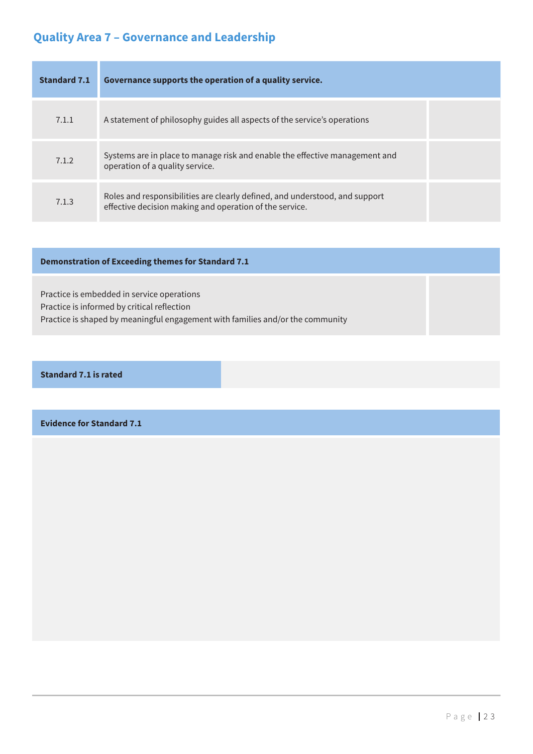## Quality Area 7 – Governance and Leadership

| Standard 7.1 | Governance supports the operation of a quality service. | |
|---|---|---|
| 7.1.1 | A statement of philosophy guides all aspects of the service's operations | |
| 7.1.2 | Systems are in place to manage risk and enable the effective management and operation of a quality service. | |
| 7.1.3 | Roles and responsibilities are clearly defined, and understood, and support effective decision making and operation of the service. | |

| Demonstration of Exceeding themes for Standard 7.1 | |
|---|---|
| Practice is embedded in service operations<br>Practice is informed by critical reflection<br>Practice is shaped by meaningful engagement with families and/or the community | |

| Standard 7.1 is rated | |
|---|---|

| Evidence for Standard 7.1 |
|---|
| |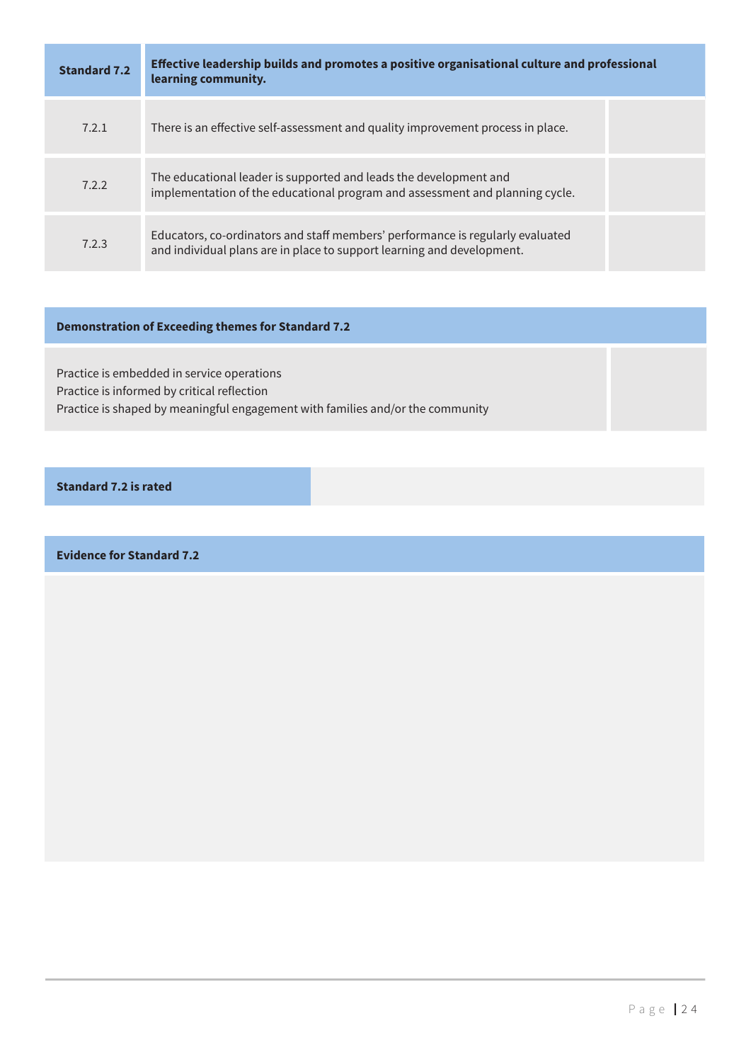| Standard 7.2 | Effective leadership builds and promotes a positive organisational culture and professional learning community. | |
|---|---|---|
| 7.2.1 | There is an effective self-assessment and quality improvement process in place. | |
| 7.2.2 | The educational leader is supported and leads the development and implementation of the educational program and assessment and planning cycle. | |
| 7.2.3 | Educators, co-ordinators and staff members' performance is regularly evaluated and individual plans are in place to support learning and development. | |

| Demonstration of Exceeding themes for Standard 7.2 | |
|---|---|
| Practice is embedded in service operations<br>Practice is informed by critical reflection<br>Practice is shaped by meaningful engagement with families and/or the community | |

| Standard 7.2 is rated | |
|---|---|

| Evidence for Standard 7.2 |
|---|
| |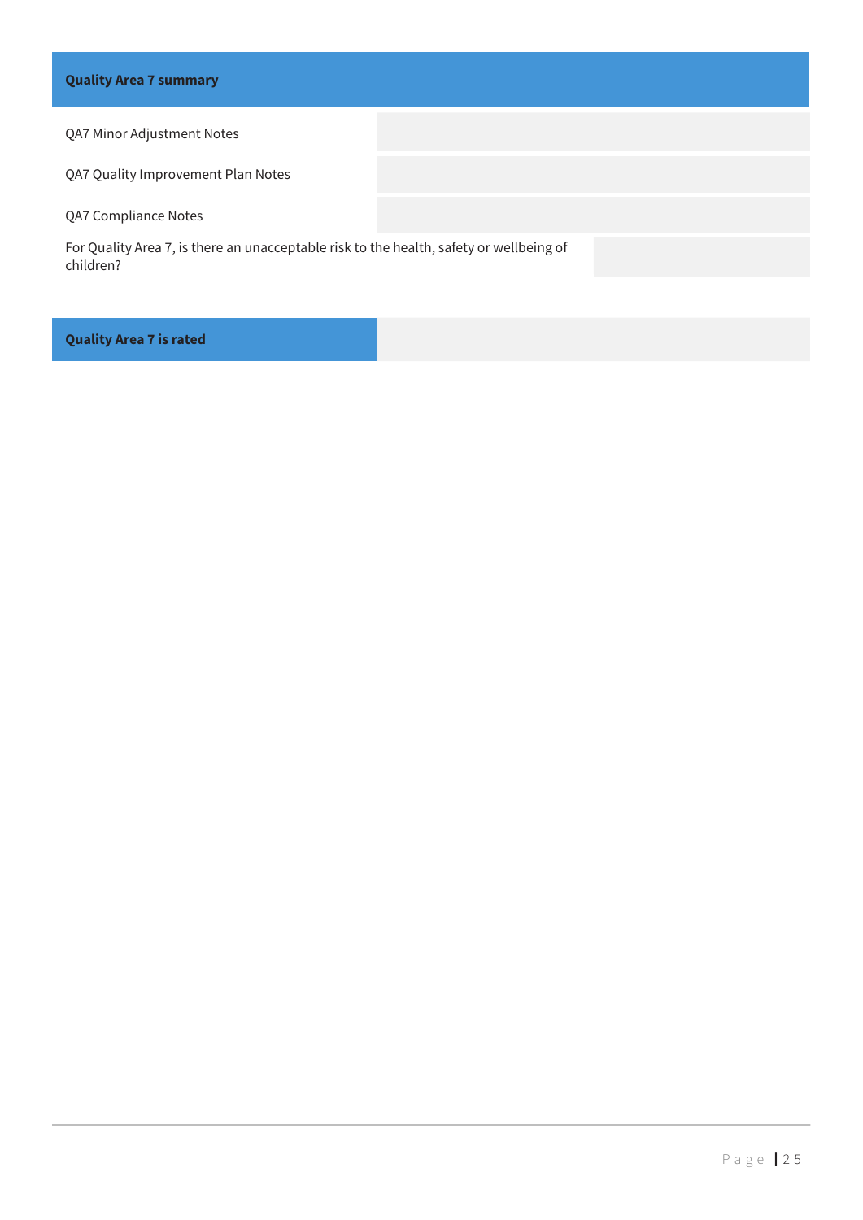| Quality Area 7 summary | |
| --- | --- |
| QA7 Minor Adjustment Notes | |
| QA7 Quality Improvement Plan Notes | |
| QA7 Compliance Notes | |
| For Quality Area 7, is there an unacceptable risk to the health, safety or wellbeing of children? | |

| Quality Area 7 is rated | |
| --- | --- |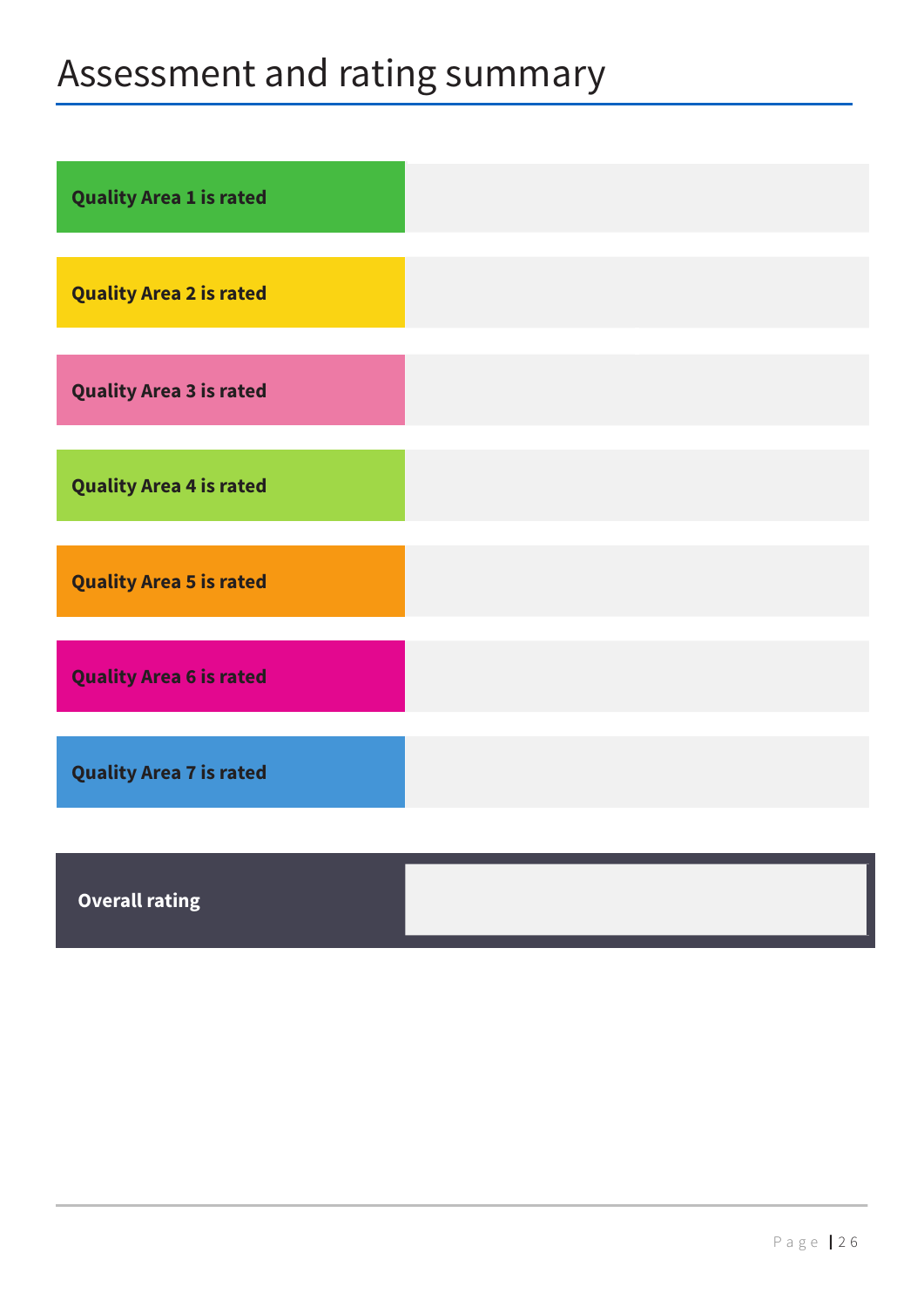# Assessment and rating summary

| | |
|---|---|
| **Quality Area 1 is rated** | |
| **Quality Area 2 is rated** | |
| **Quality Area 3 is rated** | |
| **Quality Area 4 is rated** | |
| **Quality Area 5 is rated** | |
| **Quality Area 6 is rated** | |
| **Quality Area 7 is rated** | |

| | |
|---|---|
| **Overall rating** | |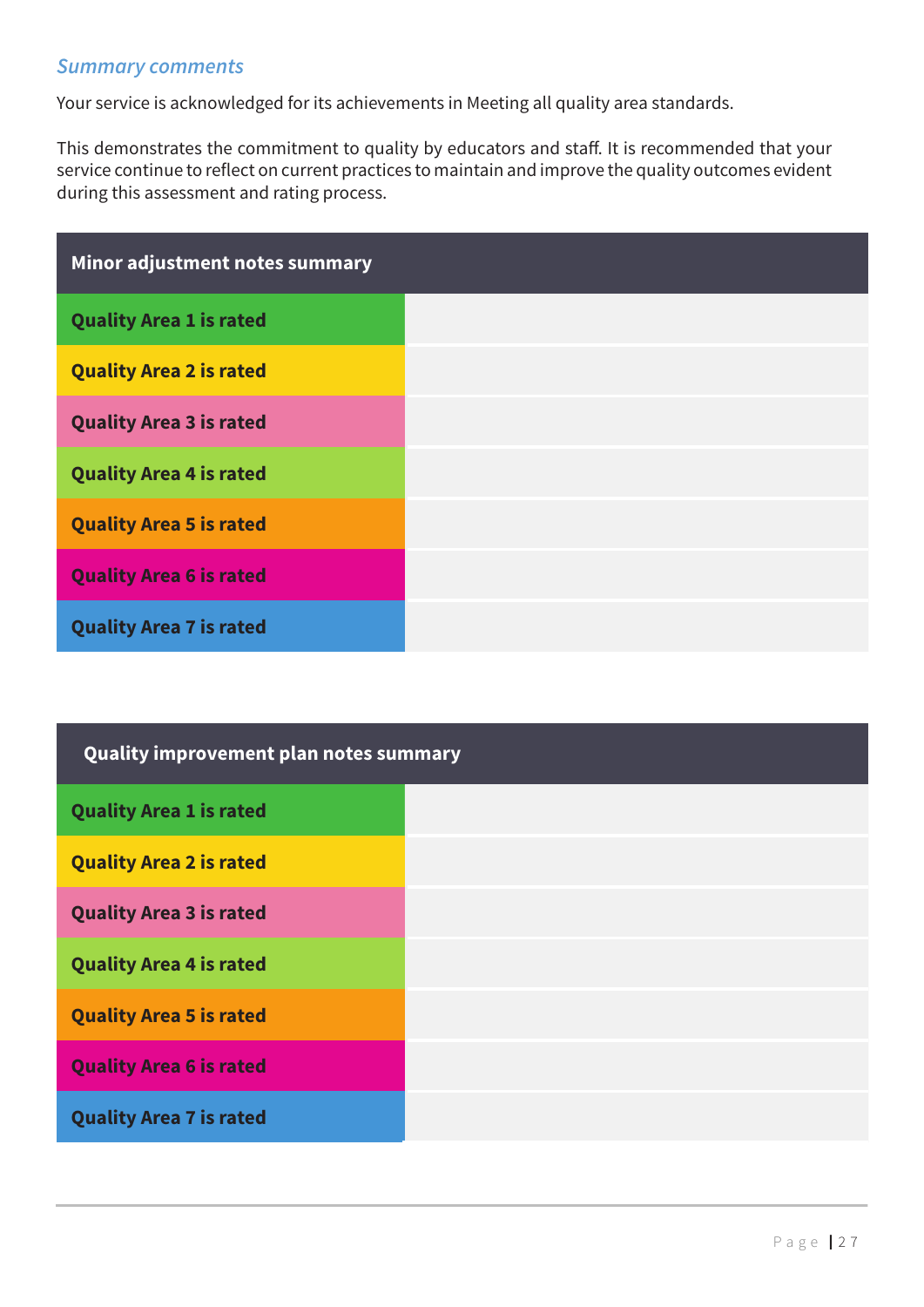### *Summary comments*

Your service is acknowledged for its achievements in Meeting all quality area standards.

This demonstrates the commitment to quality by educators and staff. It is recommended that your service continue to reflect on current practices to maintain and improve the quality outcomes evident during this assessment and rating process.

| Minor adjustment notes summary | |
|---|---|
| **Quality Area 1 is rated** | |
| **Quality Area 2 is rated** | |
| **Quality Area 3 is rated** | |
| **Quality Area 4 is rated** | |
| **Quality Area 5 is rated** | |
| **Quality Area 6 is rated** | |
| **Quality Area 7 is rated** | |

| Quality improvement plan notes summary | |
|---|---|
| **Quality Area 1 is rated** | |
| **Quality Area 2 is rated** | |
| **Quality Area 3 is rated** | |
| **Quality Area 4 is rated** | |
| **Quality Area 5 is rated** | |
| **Quality Area 6 is rated** | |
| **Quality Area 7 is rated** | |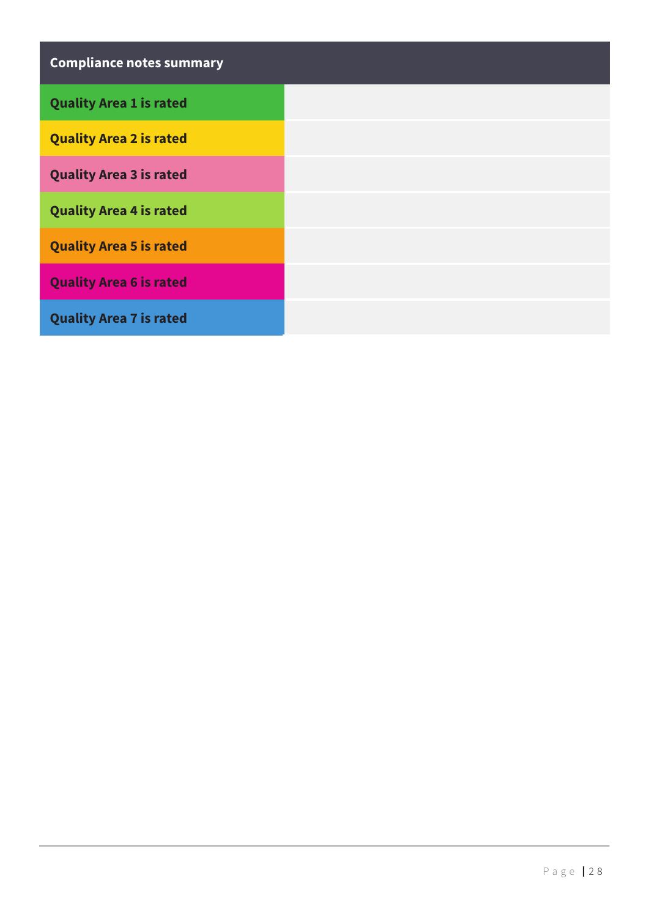| Compliance notes summary | |
|---|---|
| **Quality Area 1 is rated** | |
| **Quality Area 2 is rated** | |
| **Quality Area 3 is rated** | |
| **Quality Area 4 is rated** | |
| **Quality Area 5 is rated** | |
| **Quality Area 6 is rated** | |
| **Quality Area 7 is rated** | |